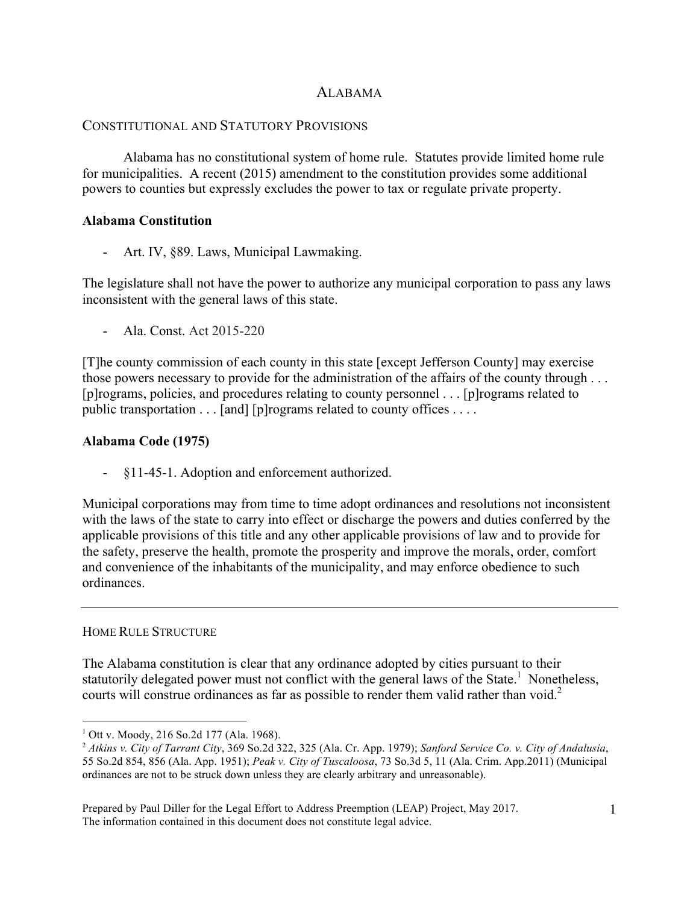# ALABAMA

## CONSTITUTIONAL AND STATUTORY PROVISIONS

Alabama has no constitutional system of home rule. Statutes provide limited home rule for municipalities. A recent (2015) amendment to the constitution provides some additional powers to counties but expressly excludes the power to tax or regulate private property.

**Alabama Constitution**

- Art. IV, §89. Laws, Municipal Lawmaking.

The legislature shall not have the power to authorize any municipal corporation to pass any laws inconsistent with the general laws of this state.

- Ala. Const. Act 2015-220

[T]he county commission of each county in this state [except Jefferson County] may exercise those powers necessary to provide for the administration of the affairs of the county through . . . [p]rograms, policies, and procedures relating to county personnel . . . [p]rograms related to public transportation . . . [and] [p]rograms related to county offices . . . .

**Alabama Code (1975)**

- §11-45-1. Adoption and enforcement authorized.

Municipal corporations may from time to time adopt ordinances and resolutions not inconsistent with the laws of the state to carry into effect or discharge the powers and duties conferred by the applicable provisions of this title and any other applicable provisions of law and to provide for the safety, preserve the health, promote the prosperity and improve the morals, order, comfort and convenience of the inhabitants of the municipality, and may enforce obedience to such ordinances.

---

## HOME RULE STRUCTURE

The Alabama constitution is clear that any ordinance adopted by cities pursuant to their statutorily delegated power must not conflict with the general laws of the State.[1] Nonetheless, courts will construe ordinances as far as possible to render them valid rather than void.[2]

---

[1] Ott v. Moody, 216 So.2d 177 (Ala. 1968).

[2] *Atkins v. City of Tarrant City*, 369 So.2d 322, 325 (Ala. Cr. App. 1979); *Sanford Service Co. v. City of Andalusia*, 55 So.2d 854, 856 (Ala. App. 1951); *Peak v. City of Tuscaloosa*, 73 So.3d 5, 11 (Ala. Crim. App.2011) (Municipal ordinances are not to be struck down unless they are clearly arbitrary and unreasonable).

Prepared by Paul Diller for the Legal Effort to Address Preemption (LEAP) Project, May 2017.
The information contained in this document does not constitute legal advice.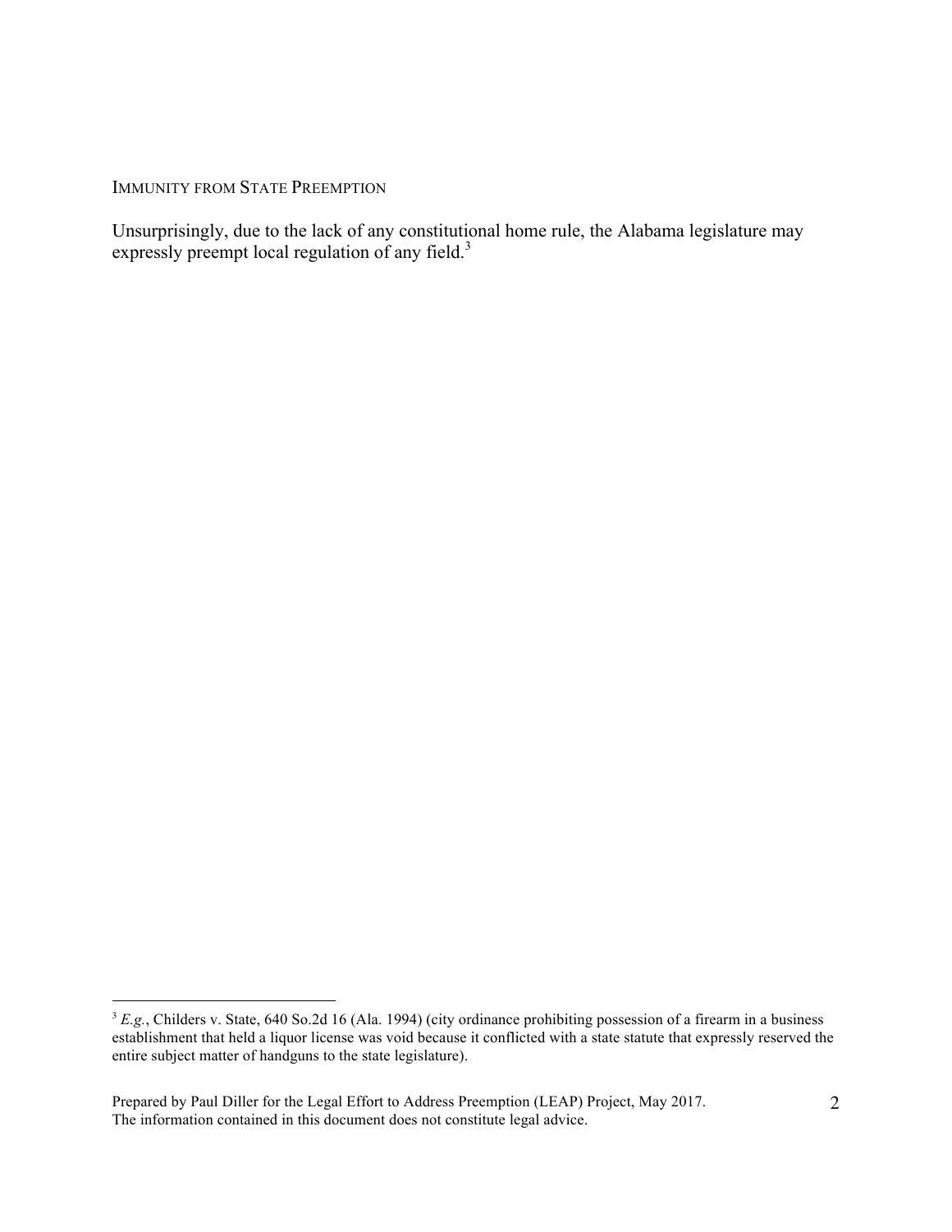### IMMUNITY FROM STATE PREEMPTION

Unsurprisingly, due to the lack of any constitutional home rule, the Alabama legislature may expressly preempt local regulation of any field.[3]

---

[3] *E.g.*, Childers v. State, 640 So.2d 16 (Ala. 1994) (city ordinance prohibiting possession of a firearm in a business establishment that held a liquor license was void because it conflicted with a state statute that expressly reserved the entire subject matter of handguns to the state legislature).